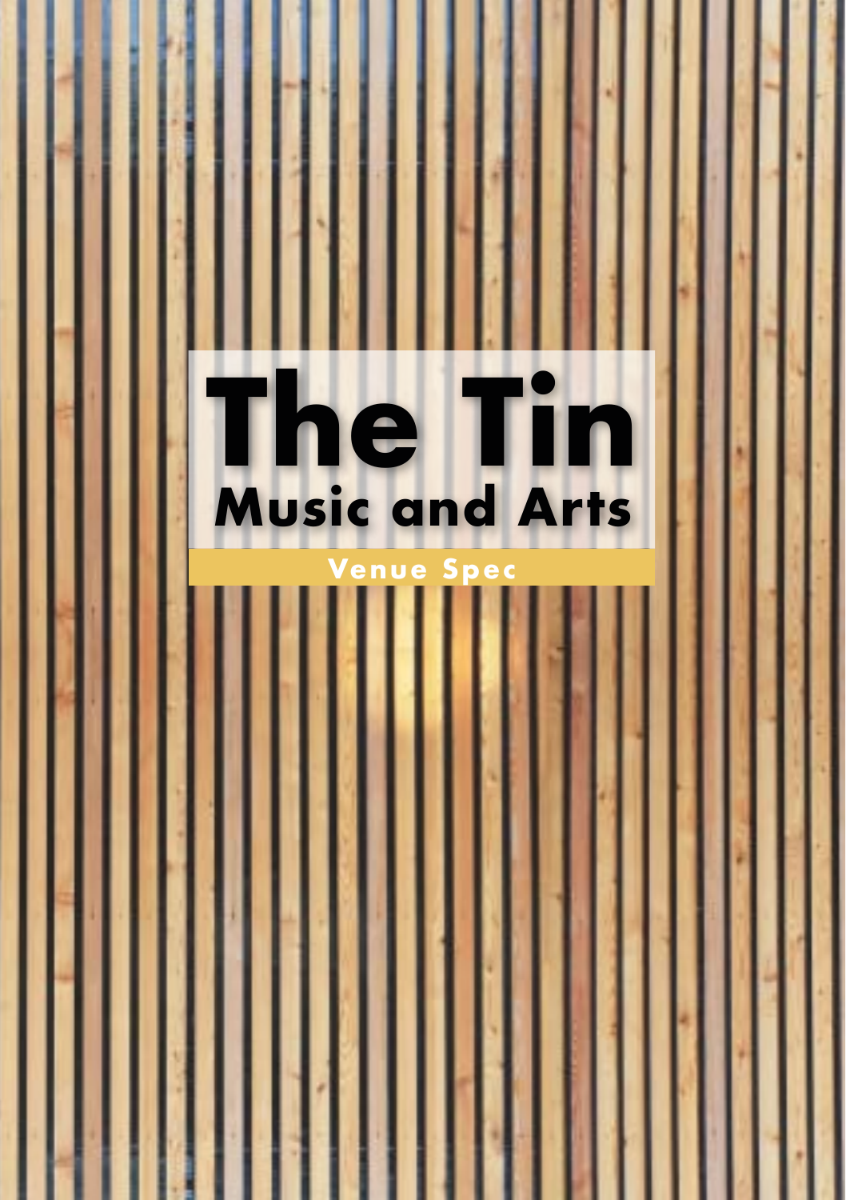# The Tin

## Music and Arts

**Venue Spec**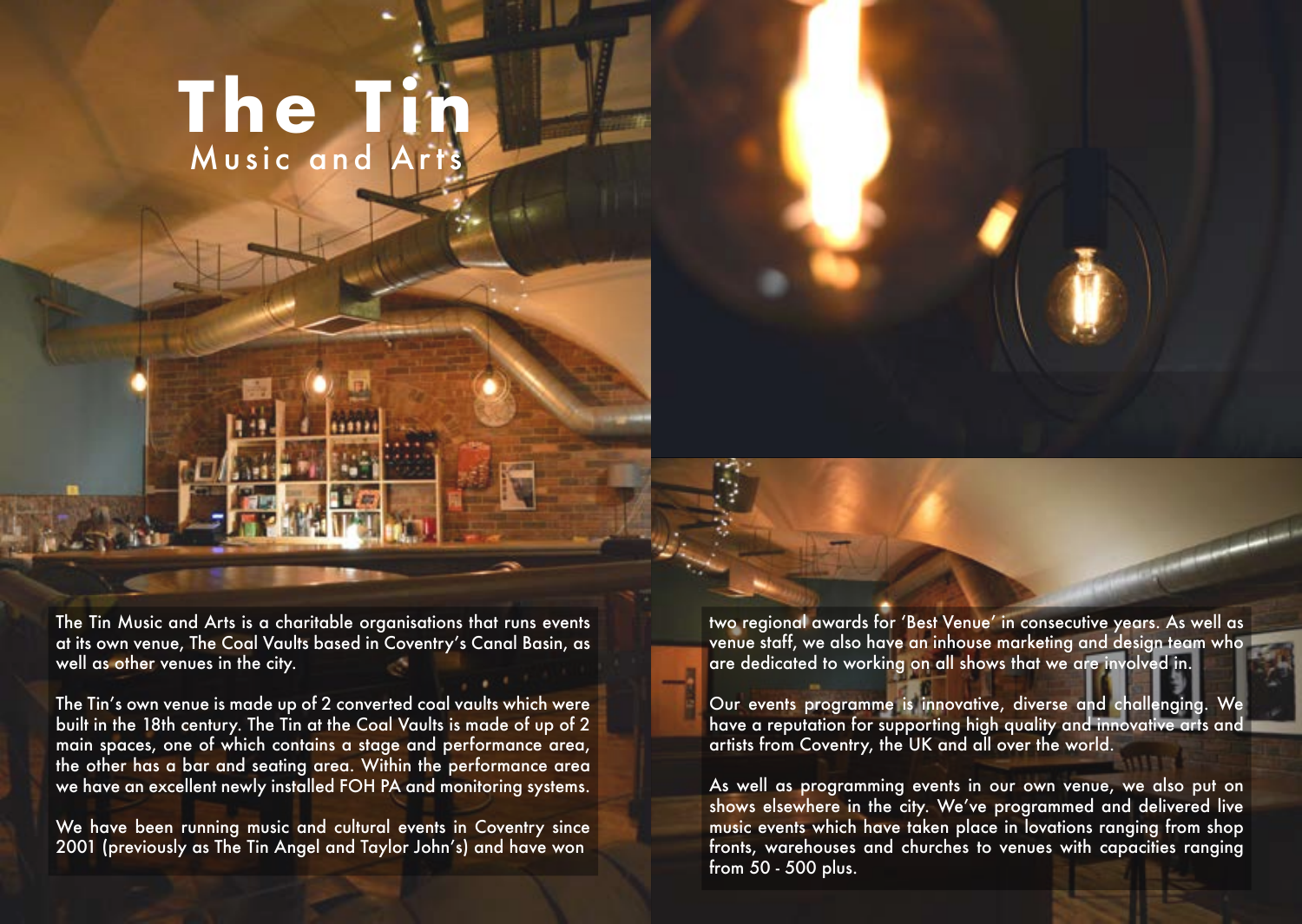# The Tin

## Music and Arts

The Tin Music and Arts is a charitable organisations that runs events at its own venue, The Coal Vaults based in Coventry's Canal Basin, as well as other venues in the city.

The Tin's own venue is made up of 2 converted coal vaults which were built in the 18th century. The Tin at the Coal Vaults is made of up of 2 main spaces, one of which contains a stage and performance area, the other has a bar and seating area. Within the performance area we have an excellent newly installed FOH PA and monitoring systems.

We have been running music and cultural events in Coventry since 2001 (previously as The Tin Angel and Taylor John's) and have won two regional awards for 'Best Venue' in consecutive years. As well as venue staff, we also have an inhouse marketing and design team who are dedicated to working on all shows that we are involved in.

Our events programme is innovative, diverse and challenging. We have a reputation for supporting high quality and innovative arts and artists from Coventry, the UK and all over the world.

As well as programming events in our own venue, we also put on shows elsewhere in the city. We've programmed and delivered live music events which have taken place in lovations ranging from shop fronts, warehouses and churches to venues with capacities ranging from 50 - 500 plus.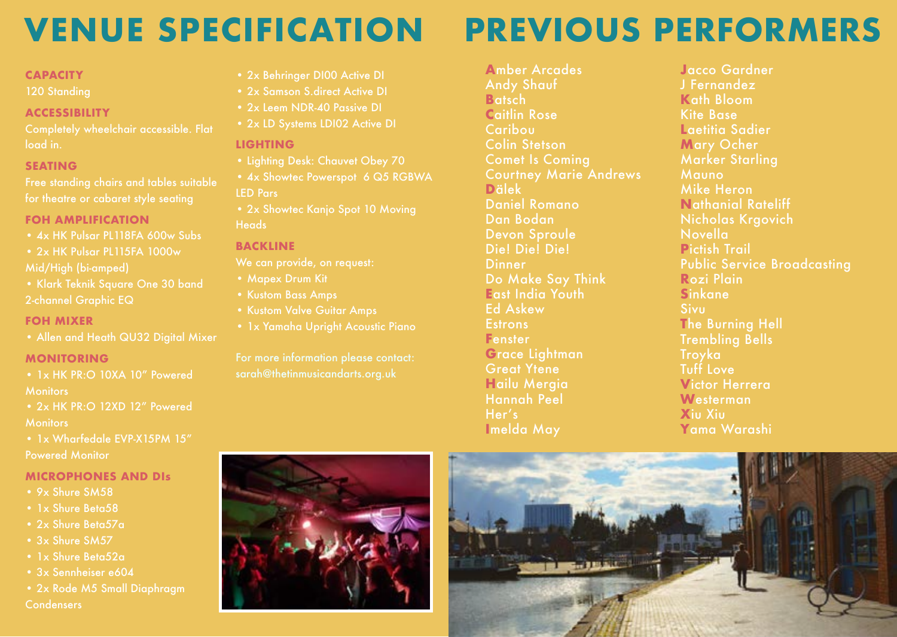# VENUE SPECIFICATION

### CAPACITY

120 Standing

### ACCESSIBILITY

Completely wheelchair accessible. Flat load in.

### SEATING

Free standing chairs and tables suitable for theatre or cabaret style seating

### FOH AMPLIFICATION

- 4x HK Pulsar PL118FA 600w Subs
- 2x HK Pulsar PL115FA 1000w Mid/High (bi-amped)
- Klark Teknik Square One 30 band 2-channel Graphic EQ

### FOH MIXER

- Allen and Heath QU32 Digital Mixer

### MONITORING

- 1x HK PR:O 10XA 10" Powered Monitors
- 2x HK PR:O 12XD 12" Powered Monitors
- 1x Wharfedale EVP-X15PM 15" Powered Monitor

### MICROPHONES AND DIs

- 9x Shure SM58
- 1x Shure Beta58
- 2x Shure Beta57a
- 3x Shure SM57
- 1x Shure Beta52a
- 3x Sennheiser e604
- 2x Rode M5 Small Diaphragm Condensers
- 2x Behringer DI00 Active DI
- 2x Samson S.direct Active DI
- 2x Leem NDR-40 Passive DI
- 2x LD Systems LDI02 Active DI

### LIGHTING

- Lighting Desk: Chauvet Obey 70
- 4x Showtec Powerspot 6 Q5 RGBWA LED Pars
- 2x Showtec Kanjo Spot 10 Moving Heads

### BACKLINE

We can provide, on request:

- Mapex Drum Kit
- Kustom Bass Amps
- Kustom Valve Guitar Amps
- 1x Yamaha Upright Acoustic Piano

For more information please contact: sarah@thetinmusicandarts.org.uk

# PREVIOUS PERFORMERS

Amber Arcades
Andy Shauf
Batsch
Caitlin Rose
Caribou
Colin Stetson
Comet Is Coming
Courtney Marie Andrews
Dälek
Daniel Romano
Dan Bodan
Devon Sproule
Die! Die! Die!
Dinner
Do Make Say Think
East India Youth
Ed Askew
Estrons
Fenster
Grace Lightman
Great Ytene
Hailu Mergia
Hannah Peel
Her's
Imelda May
Jacco Gardner
J Fernandez
Kath Bloom
Kite Base
Laetitia Sadier
Mary Ocher
Marker Starling
Mauno
Mike Heron
Nathanial Rateliff
Nicholas Krgovich
Novella
Pictish Trail
Public Service Broadcasting
Rozi Plain
Sinkane
Sivu
The Burning Hell
Trembling Bells
Troyka
Tuff Love
Victor Herrera
Westerman
Xiu Xiu
Yama Warashi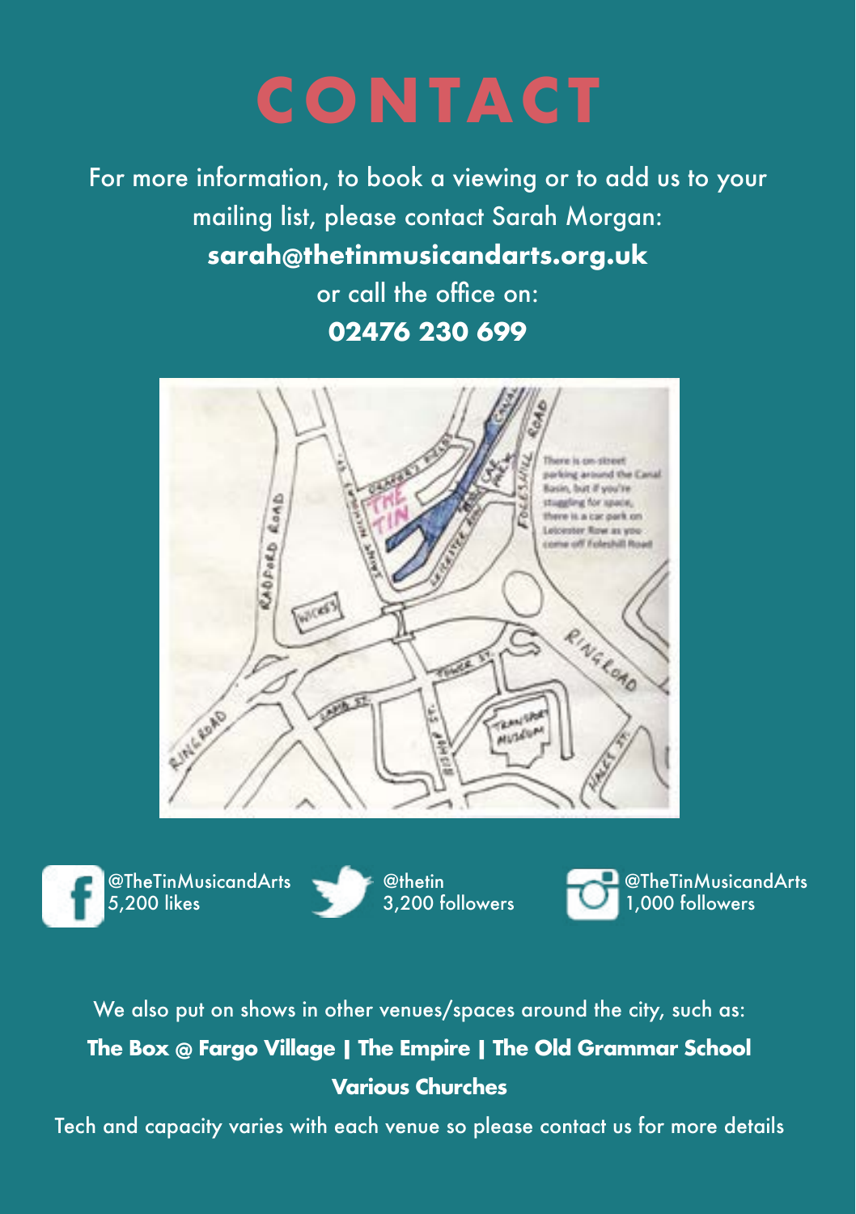# CONTACT

For more information, to book a viewing or to add us to your mailing list, please contact Sarah Morgan:

**sarah@thetinmusicandarts.org.uk**

or call the office on:

**02476 230 699**

RADFORD ROAD
SAINT NICHOLAS ST.
THE TIN
DRAPERS FIELD
CANAL
LEICESTER ROW
CAR PARK
FOLESHILL ROAD
WICKES
RINGROAD
TOWER ST.
CHAPEL ST.
BISHOP ST.
TRANSPORT MUSEUM
HALES ST.
RINGROAD

There is on-street parking around the Canal Basin, but if you're stuggling for space, there is a car park on Leicester Row as you come off Foleshill Road

@TheTinMusicandArts
5,200 likes

@thetin
3,200 followers

@TheTinMusicandArts
1,000 followers

We also put on shows in other venues/spaces around the city, such as:

**The Box @ Fargo Village | The Empire | The Old Grammar School**

**Various Churches**

Tech and capacity varies with each venue so please contact us for more details